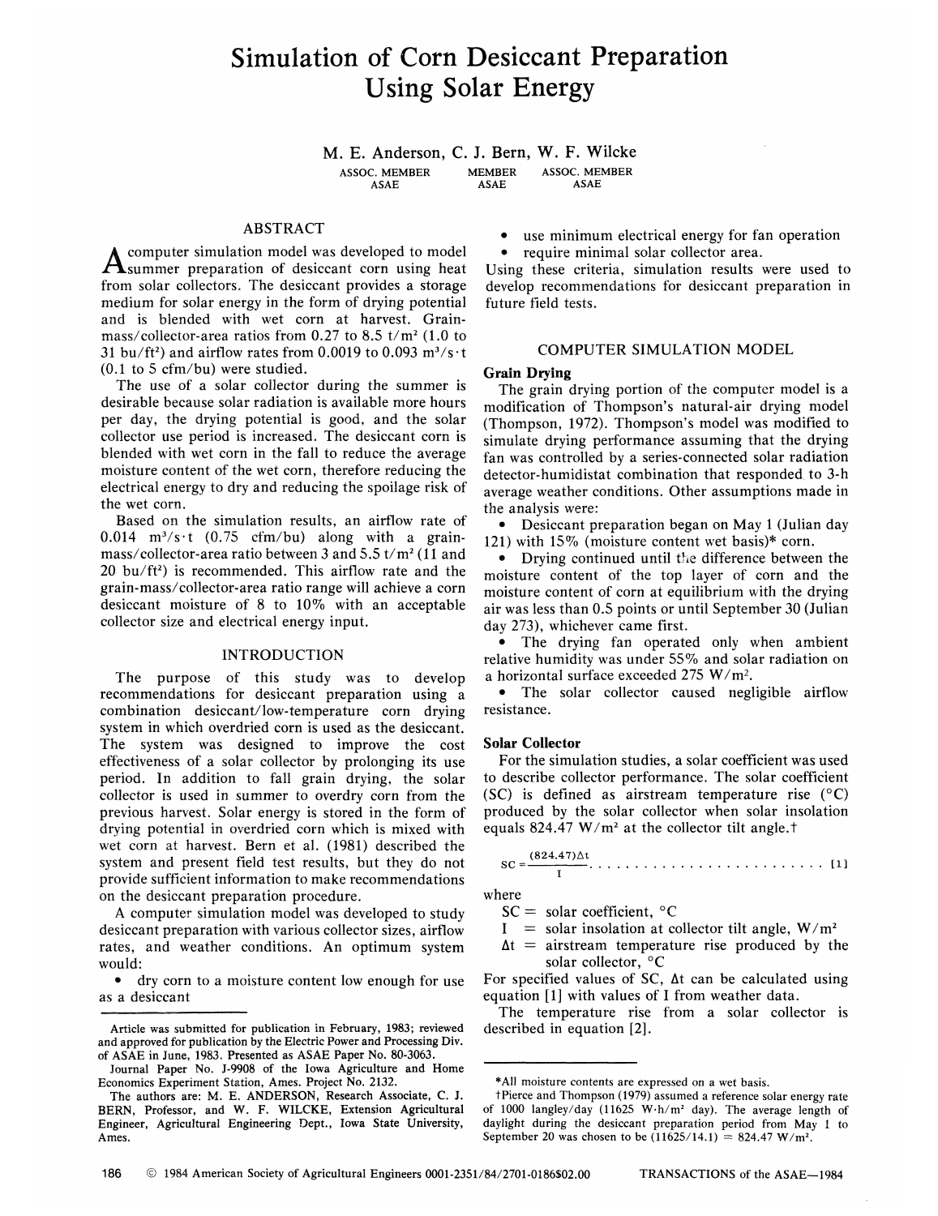# Simulation of Corn Desiccant Preparation Using Solar Energy

M. E. Anderson, C. J. Bern, W. F. Wilcke

ASSOC. MEMBER ASAE — MEMBER ASAE — ASSOC. MEMBER ASAE

## ABSTRACT

A computer simulation model was developed to model summer preparation of desiccant corn using heat from solar collectors. The desiccant provides a storage medium for solar energy in the form of drying potential and is blended with wet corn at harvest. Grain-mass/collector-area ratios from 0.27 to 8.5 $t/m^2$ (1.0 to 31 $bu/ft^2$) and airflow rates from 0.0019 to 0.093 $m^3/s \cdot t$ (0.1 to 5 cfm/bu) were studied.

The use of a solar collector during the summer is desirable because solar radiation is available more hours per day, the drying potential is good, and the solar collector use period is increased. The desiccant corn is blended with wet corn in the fall to reduce the average moisture content of the wet corn, therefore reducing the electrical energy to dry and reducing the spoilage risk of the wet corn.

Based on the simulation results, an airflow rate of 0.014 $m^3/s \cdot t$ (0.75 cfm/bu) along with a grain-mass/collector-area ratio between 3 and 5.5 $t/m^2$ (11 and 20 $bu/ft^2$) is recommended. This airflow rate and the grain-mass/collector-area ratio range will achieve a corn desiccant moisture of 8 to 10% with an acceptable collector size and electrical energy input.

## INTRODUCTION

The purpose of this study was to develop recommendations for desiccant preparation using a combination desiccant/low-temperature corn drying system in which overdried corn is used as the desiccant. The system was designed to improve the cost effectiveness of a solar collector by prolonging its use period. In addition to fall grain drying, the solar collector is used in summer to overdry corn from the previous harvest. Solar energy is stored in the form of drying potential in overdried corn which is mixed with wet corn at harvest. Bern et al. (1981) described the system and present field test results, but they do not provide sufficient information to make recommendations on the desiccant preparation procedure.

A computer simulation model was developed to study desiccant preparation with various collector sizes, airflow rates, and weather conditions. An optimum system would:

- dry corn to a moisture content low enough for use as a desiccant
- use minimum electrical energy for fan operation
- require minimal solar collector area.

Using these criteria, simulation results were used to develop recommendations for desiccant preparation in future field tests.

## COMPUTER SIMULATION MODEL

### Grain Drying

The grain drying portion of the computer model is a modification of Thompson's natural-air drying model (Thompson, 1972). Thompson's model was modified to simulate drying performance assuming that the drying fan was controlled by a series-connected solar radiation detector-humidistat combination that responded to 3-h average weather conditions. Other assumptions made in the analysis were:

- Desiccant preparation began on May 1 (Julian day 121) with 15% (moisture content wet basis)* corn.
- Drying continued until the difference between the moisture content of the top layer of corn and the moisture content of corn at equilibrium with the drying air was less than 0.5 points or until September 30 (Julian day 273), whichever came first.
- The drying fan operated only when ambient relative humidity was under 55% and solar radiation on a horizontal surface exceeded 275 $W/m^2$.
- The solar collector caused negligible airflow resistance.

### Solar Collector

For the simulation studies, a solar coefficient was used to describe collector performance. The solar coefficient (SC) is defined as airstream temperature rise (°C) produced by the solar collector when solar insolation equals 824.47 $W/m^2$ at the collector tilt angle.†

$$SC = \frac{(824.47)\Delta t}{I} \quad [1]$$

where

SC = solar coefficient, °C

I = solar insolation at collector tilt angle, $W/m^2$

$\Delta t$ = airstream temperature rise produced by the solar collector, °C

For specified values of SC, $\Delta t$ can be calculated using equation [1] with values of I from weather data.

The temperature rise from a solar collector is described in equation [2].

---

Article was submitted for publication in February, 1983; reviewed and approved for publication by the Electric Power and Processing Div. of ASAE in June, 1983. Presented as ASAE Paper No. 80-3063.

Journal Paper No. J-9908 of the Iowa Agriculture and Home Economics Experiment Station, Ames. Project No. 2132.

The authors are: M. E. ANDERSON, Research Associate, C. J. BERN, Professor, and W. F. WILCKE, Extension Agricultural Engineer, Agricultural Engineering Dept., Iowa State University, Ames.

*All moisture contents are expressed on a wet basis.

†Pierce and Thompson (1979) assumed a reference solar energy rate of 1000 langley/day (11625 $W \cdot h/m^2$ day). The average length of daylight during the desiccant preparation period from May 1 to September 20 was chosen to be (11625/14.1) = 824.47 $W/m^2$.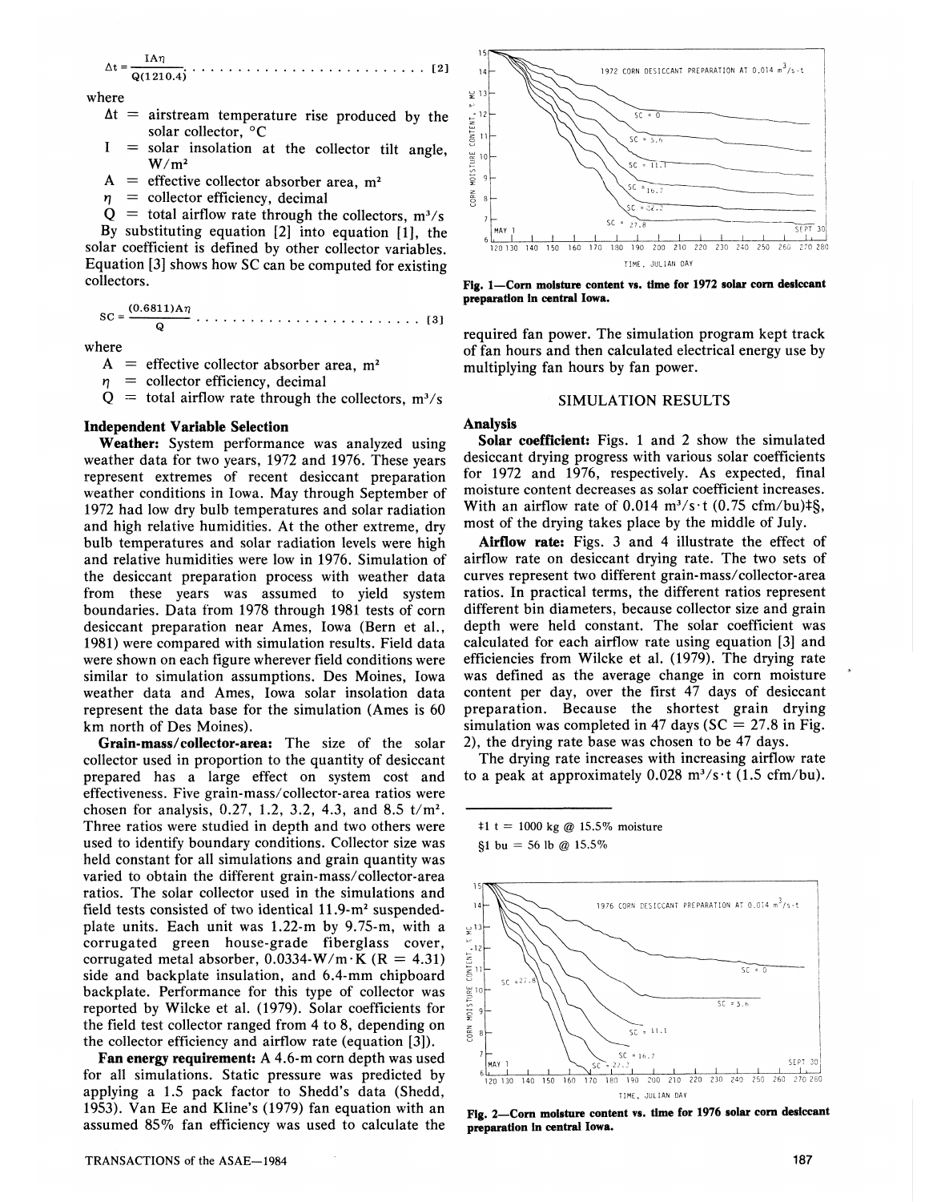$$\Delta t = \frac{IA\eta}{Q(1210.4)} \quad \text{[2]}$$

where

- $\Delta t$ = airstream temperature rise produced by the solar collector, °C
- I = solar insolation at the collector tilt angle, $W/m^2$
- A = effective collector absorber area, $m^2$
- $\eta$ = collector efficiency, decimal
- Q = total airflow rate through the collectors, $m^3/s$

By substituting equation [2] into equation [1], the solar coefficient is defined by other collector variables. Equation [3] shows how SC can be computed for existing collectors.

$$SC = \frac{(0.6811)A\eta}{Q} \quad \text{[3]}$$

where

- A = effective collector absorber area, $m^2$
- $\eta$ = collector efficiency, decimal
- Q = total airflow rate through the collectors, $m^3/s$

### Independent Variable Selection

**Weather:** System performance was analyzed using weather data for two years, 1972 and 1976. These years represent extremes of recent desiccant preparation weather conditions in Iowa. May through September of 1972 had low dry bulb temperatures and solar radiation and high relative humidities. At the other extreme, dry bulb temperatures and solar radiation levels were high and relative humidities were low in 1976. Simulation of the desiccant preparation process with weather data from these years was assumed to yield system boundaries. Data from 1978 through 1981 tests of corn desiccant preparation near Ames, Iowa (Bern et al., 1981) were compared with simulation results. Field data were shown on each figure wherever field conditions were similar to simulation assumptions. Des Moines, Iowa weather data and Ames, Iowa solar insolation data represent the data base for the simulation (Ames is 60 km north of Des Moines).

**Grain-mass/collector-area:** The size of the solar collector used in proportion to the quantity of desiccant prepared has a large effect on system cost and effectiveness. Five grain-mass/collector-area ratios were chosen for analysis, 0.27, 1.2, 3.2, 4.3, and 8.5 $t/m^2$. Three ratios were studied in depth and two others were used to identify boundary conditions. Collector size was held constant for all simulations and grain quantity was varied to obtain the different grain-mass/collector-area ratios. The solar collector used in the simulations and field tests consisted of two identical 11.9-$m^2$ suspended-plate units. Each unit was 1.22-m by 9.75-m, with a corrugated green house-grade fiberglass cover, corrugated metal absorber, 0.0334-$W/m \cdot K$ (R = 4.31) side and backplate insulation, and 6.4-mm chipboard backplate. Performance for this type of collector was reported by Wilcke et al. (1979). Solar coefficients for the field test collector ranged from 4 to 8, depending on the collector efficiency and airflow rate (equation [3]).

**Fan energy requirement:** A 4.6-m corn depth was used for all simulations. Static pressure was predicted by applying a 1.5 pack factor to Shedd's data (Shedd, 1953). Van Ee and Kline's (1979) fan equation with an assumed 85% fan efficiency was used to calculate the required fan power. The simulation program kept track of fan hours and then calculated electrical energy use by multiplying fan hours by fan power.

**Fig. 1—Corn moisture content vs. time for 1972 solar corn desiccant preparation in central Iowa.**

## SIMULATION RESULTS

### Analysis

**Solar coefficient:** Figs. 1 and 2 show the simulated desiccant drying progress with various solar coefficients for 1972 and 1976, respectively. As expected, final moisture content decreases as solar coefficient increases. With an airflow rate of 0.014 $m^3/s \cdot t$ (0.75 cfm/bu)‡§, most of the drying takes place by the middle of July.

**Airflow rate:** Figs. 3 and 4 illustrate the effect of airflow rate on desiccant drying rate. The two sets of curves represent two different grain-mass/collector-area ratios. In practical terms, the different ratios represent different bin diameters, because collector size and grain depth were held constant. The solar coefficient was calculated for each airflow rate using equation [3] and efficiencies from Wilcke et al. (1979). The drying rate was defined as the average change in corn moisture content per day, over the first 47 days of desiccant preparation. Because the shortest grain drying simulation was completed in 47 days (SC = 27.8 in Fig. 2), the drying rate base was chosen to be 47 days.

The drying rate increases with increasing airflow rate to a peak at approximately 0.028 $m^3/s \cdot t$ (1.5 cfm/bu).

‡1 t = 1000 kg @ 15.5% moisture

§1 bu = 56 lb @ 15.5%

**Fig. 2—Corn moisture content vs. time for 1976 solar corn desiccant preparation in central Iowa.**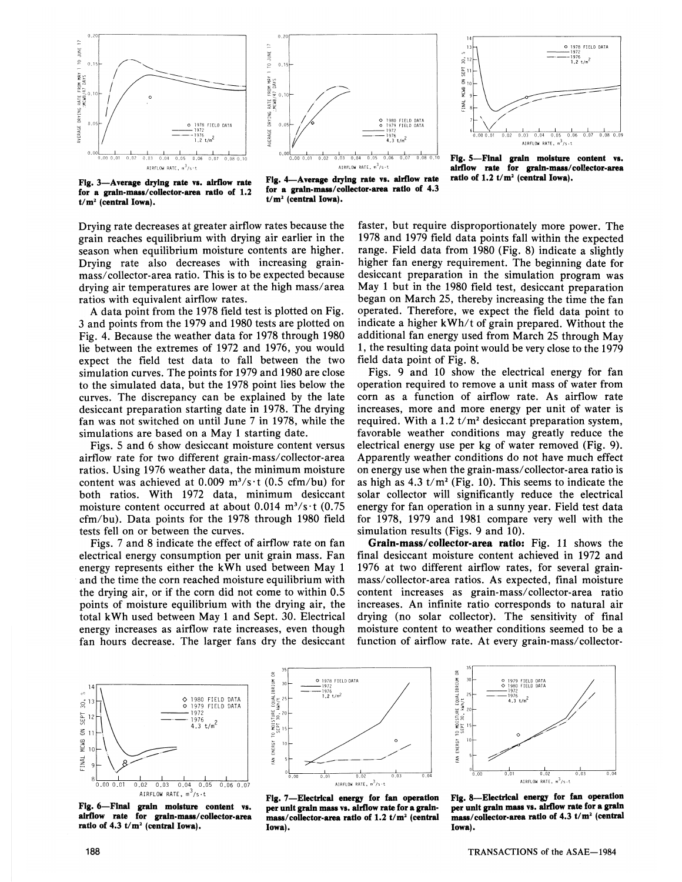Fig. 3—Average drying rate vs. airflow rate for a grain-mass/collector-area ratio of 1.2 t/m² (central Iowa).

Fig. 4—Average drying rate vs. airflow rate for a grain-mass/collector-area ratio of 4.3 t/m² (central Iowa).

Fig. 5—Final grain moisture content vs. airflow rate for grain-mass/collector-area ratio of 1.2 t/m² (central Iowa).

Drying rate decreases at greater airflow rates because the grain reaches equilibrium with drying air earlier in the season when equilibrium moisture contents are higher. Drying rate also decreases with increasing grain-mass/collector-area ratio. This is to be expected because drying air temperatures are lower at the high mass/area ratios with equivalent airflow rates.

A data point from the 1978 field test is plotted on Fig. 3 and points from the 1979 and 1980 tests are plotted on Fig. 4. Because the weather data for 1978 through 1980 lie between the extremes of 1972 and 1976, you would expect the field test data to fall between the two simulation curves. The points for 1979 and 1980 are close to the simulated data, but the 1978 point lies below the curves. The discrepancy can be explained by the late desiccant preparation starting date in 1978. The drying fan was not switched on until June 7 in 1978, while the simulations are based on a May 1 starting date.

Figs. 5 and 6 show desiccant moisture content versus airflow rate for two different grain-mass/collector-area ratios. Using 1976 weather data, the minimum moisture content was achieved at 0.009 m³/s·t (0.5 cfm/bu) for both ratios. With 1972 data, minimum desiccant moisture content occurred at about 0.014 m³/s·t (0.75 cfm/bu). Data points for the 1978 through 1980 field tests fell on or between the curves.

Figs. 7 and 8 indicate the effect of airflow rate on fan electrical energy consumption per unit grain mass. Fan energy represents either the kWh used between May 1 and the time the corn reached moisture equilibrium with the drying air, or if the corn did not come to within 0.5 points of moisture equilibrium with the drying air, the total kWh used between May 1 and Sept. 30. Electrical energy increases as airflow rate increases, even though fan hours decrease. The larger fans dry the desiccant faster, but require disproportionately more power. The 1978 and 1979 field data points fall within the expected range. Field data from 1980 (Fig. 8) indicate a slightly higher fan energy requirement. The beginning date for desiccant preparation in the simulation program was May 1 but in the 1980 field test, desiccant preparation began on March 25, thereby increasing the time the fan operated. Therefore, we expect the field data point to indicate a higher kWh/t of grain prepared. Without the additional fan energy used from March 25 through May 1, the resulting data point would be very close to the 1979 field data point of Fig. 8.

Figs. 9 and 10 show the electrical energy for fan operation required to remove a unit mass of water from corn as a function of airflow rate. As airflow rate increases, more and more energy per unit of water is required. With a 1.2 t/m² desiccant preparation system, favorable weather conditions may greatly reduce the electrical energy use per kg of water removed (Fig. 9). Apparently weather conditions do not have much effect on energy use when the grain-mass/collector-area ratio is as high as 4.3 t/m² (Fig. 10). This seems to indicate the solar collector will significantly reduce the electrical energy for fan operation in a sunny year. Field test data for 1978, 1979 and 1981 compare very well with the simulation results (Figs. 9 and 10).

**Grain-mass/collector-area ratio:** Fig. 11 shows the final desiccant moisture content achieved in 1972 and 1976 at two different airflow rates, for several grain-mass/collector-area ratios. As expected, final moisture content increases as grain-mass/collector-area ratio increases. An infinite ratio corresponds to natural air drying (no solar collector). The sensitivity of final moisture content to weather conditions seemed to be a function of airflow rate. At every grain-mass/collector-

Fig. 6—Final grain moisture content vs. airflow rate for grain-mass/collector-area ratio of 4.3 t/m² (central Iowa).

Fig. 7—Electrical energy for fan operation per unit grain mass vs. airflow rate for a grain-mass/collector-area ratio of 1.2 t/m² (central Iowa).

Fig. 8—Electrical energy for fan operation per unit grain mass vs. airflow rate for a grain mass/collector-area ratio of 4.3 t/m² (central Iowa).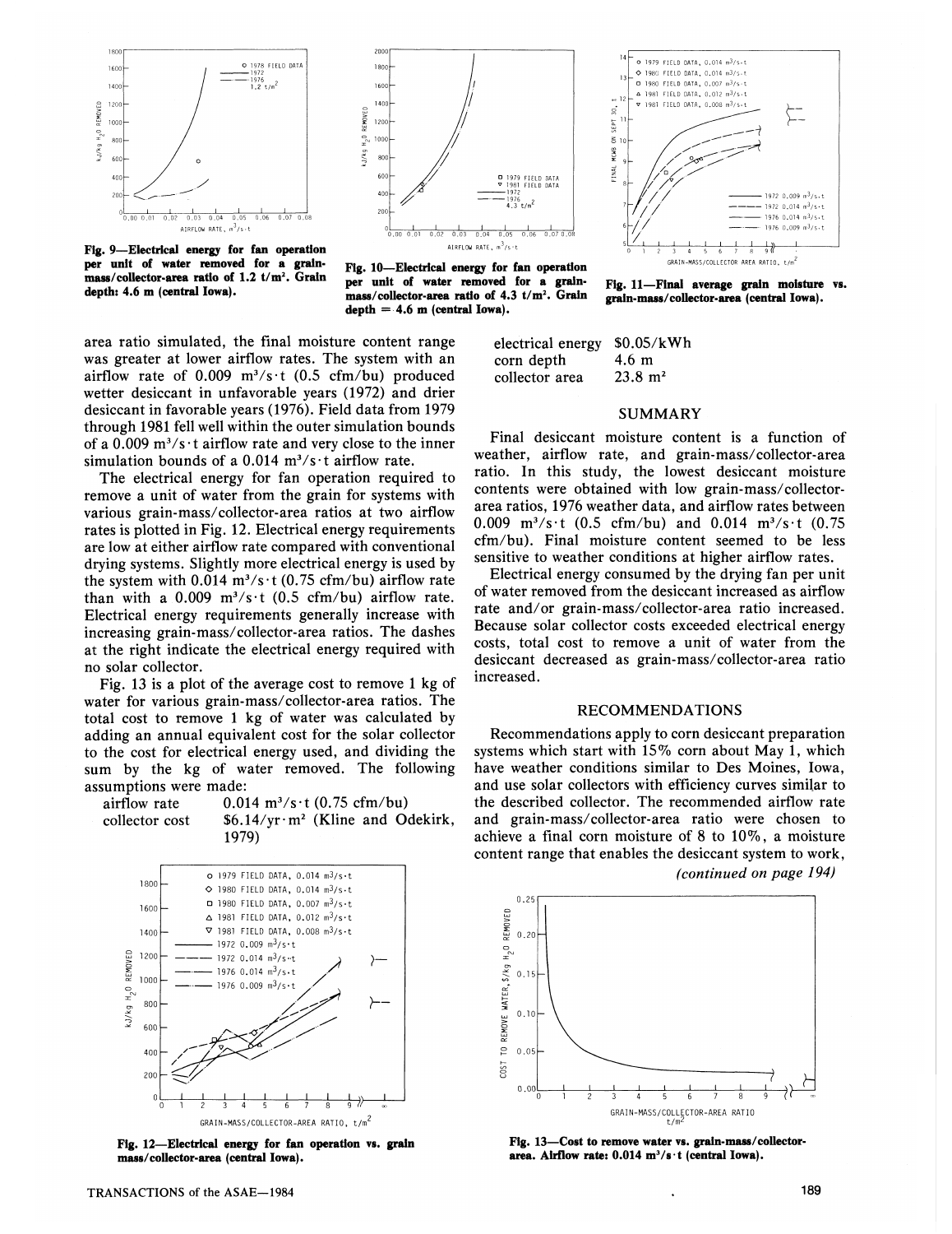1800
1600
1400
1200
1000
800
600
400
200
0

kJ/kg $H_2O$ REMOVED

○ 1978 FIELD DATA
——— 1972
— — — 1976
1.2 t/m²

0.00 0.01 0.02 0.03 0.04 0.05 0.06 0.07 0.08
AIRFLOW RATE, m³/s·t

**Fig. 9—Electrical energy for fan operation per unit of water removed for a grain-mass/collector-area ratio of 1.2 t/m². Grain depth: 4.6 m (central Iowa).**

2000
1800
1600
1400
1200
1000
800
600
400
200
0

kJ/kg $H_2O$ REMOVED

□ 1979 FIELD DATA
▽ 1981 FIELD DATA
——— 1972
— — — 1976
4.3 t/m²

0.00 0.01 0.02 0.03 0.04 0.05 0.06 0.07 0.08
AIRFLOW RATE, m³/s·t

**Fig. 10—Electrical energy for fan operation per unit of water removed for a grain-mass/collector-area ratio of 4.3 t/m². Grain depth = 4.6 m (central Iowa).**

14
13
12
11
10
9
8
7
6
5

FINAL MCWB ON SEPT 30, %

○ 1979 FIELD DATA, 0.014 m³/s·t
◇ 1980 FIELD DATA, 0.014 m³/s·t
□ 1980 FIELD DATA, 0.007 m³/s·t
△ 1981 FIELD DATA, 0.012 m³/s·t
▽ 1981 FIELD DATA, 0.008 m³/s·t

——— 1972 0.009 m³/s·t
— — — 1972 0.014 m³/s·t
——— 1976 0.014 m³/s·t
—·— 1976 0.009 m³/s·t

0 1 2 3 4 5 6 7 8 9 ∞
GRAIN-MASS/COLLECTOR AREA RATIO, t/m²

**Fig. 11—Final average grain moisture vs. grain-mass/collector-area (central Iowa).**

area ratio simulated, the final moisture content range was greater at lower airflow rates. The system with an airflow rate of 0.009 m³/s·t (0.5 cfm/bu) produced wetter desiccant in unfavorable years (1972) and drier desiccant in favorable years (1976). Field data from 1979 through 1981 fell well within the outer simulation bounds of a 0.009 m³/s·t airflow rate and very close to the inner simulation bounds of a 0.014 m³/s·t airflow rate.

The electrical energy for fan operation required to remove a unit of water from the grain for systems with various grain-mass/collector-area ratios at two airflow rates is plotted in Fig. 12. Electrical energy requirements are low at either airflow rate compared with conventional drying systems. Slightly more electrical energy is used by the system with 0.014 m³/s·t (0.75 cfm/bu) airflow rate than with a 0.009 m³/s·t (0.5 cfm/bu) airflow rate. Electrical energy requirements generally increase with increasing grain-mass/collector-area ratios. The dashes at the right indicate the electrical energy required with no solar collector.

Fig. 13 is a plot of the average cost to remove 1 kg of water for various grain-mass/collector-area ratios. The total cost to remove 1 kg of water was calculated by adding an annual equivalent cost for the solar collector to the cost for electrical energy used, and dividing the sum by the kg of water removed. The following assumptions were made:

| | |
|---|---|
| airflow rate | 0.014 m³/s·t (0.75 cfm/bu) |
| collector cost | \$6.14/yr·m² (Kline and Odekirk, 1979) |
| electrical energy | \$0.05/kWh |
| corn depth | 4.6 m |
| collector area | 23.8 m² |

1800
1600
1400
1200
1000
800
600
400
200
0

kJ/kg $H_2O$ REMOVED

○ 1979 FIELD DATA, 0.014 m³/s·t
◇ 1980 FIELD DATA, 0.014 m³/s·t
□ 1980 FIELD DATA, 0.007 m³/s·t
△ 1981 FIELD DATA, 0.012 m³/s·t
▽ 1981 FIELD DATA, 0.008 m³/s·t
——— 1972 0.009 m³/s·t
— — — 1972 0.014 m³/s·t
——— 1976 0.014 m³/s·t
—·— 1976 0.009 m³/s·t

0 1 2 3 4 5 6 7 8 9 ∞
GRAIN-MASS/COLLECTOR-AREA RATIO, t/m²

**Fig. 12—Electrical energy for fan operation vs. grain mass/collector-area (central Iowa).**

## SUMMARY

Final desiccant moisture content is a function of weather, airflow rate, and grain-mass/collector-area ratio. In this study, the lowest desiccant moisture contents were obtained with low grain-mass/collector-area ratios, 1976 weather data, and airflow rates between 0.009 m³/s·t (0.5 cfm/bu) and 0.014 m³/s·t (0.75 cfm/bu). Final moisture content seemed to be less sensitive to weather conditions at higher airflow rates.

Electrical energy consumed by the drying fan per unit of water removed from the desiccant increased as airflow rate and/or grain-mass/collector-area ratio increased. Because solar collector costs exceeded electrical energy costs, total cost to remove a unit of water from the desiccant decreased as grain-mass/collector-area ratio increased.

## RECOMMENDATIONS

Recommendations apply to corn desiccant preparation systems which start with 15% corn about May 1, which have weather conditions similar to Des Moines, Iowa, and use solar collectors with efficiency curves similar to the described collector. The recommended airflow rate and grain-mass/collector-area ratio were chosen to achieve a final corn moisture of 8 to 10%, a moisture content range that enables the desiccant system to work,

*(continued on page 194)*

0.25
0.20
0.15
0.10
0.05
0.00

COST TO REMOVE WATER, \$/kg $H_2O$ REMOVED

0 1 2 3 4 5 6 7 8 9 ∞
GRAIN-MASS/COLLECTOR-AREA RATIO
t/m²

**Fig. 13—Cost to remove water vs. grain-mass/collector-area. Airflow rate: 0.014 m³/s·t (central Iowa).**